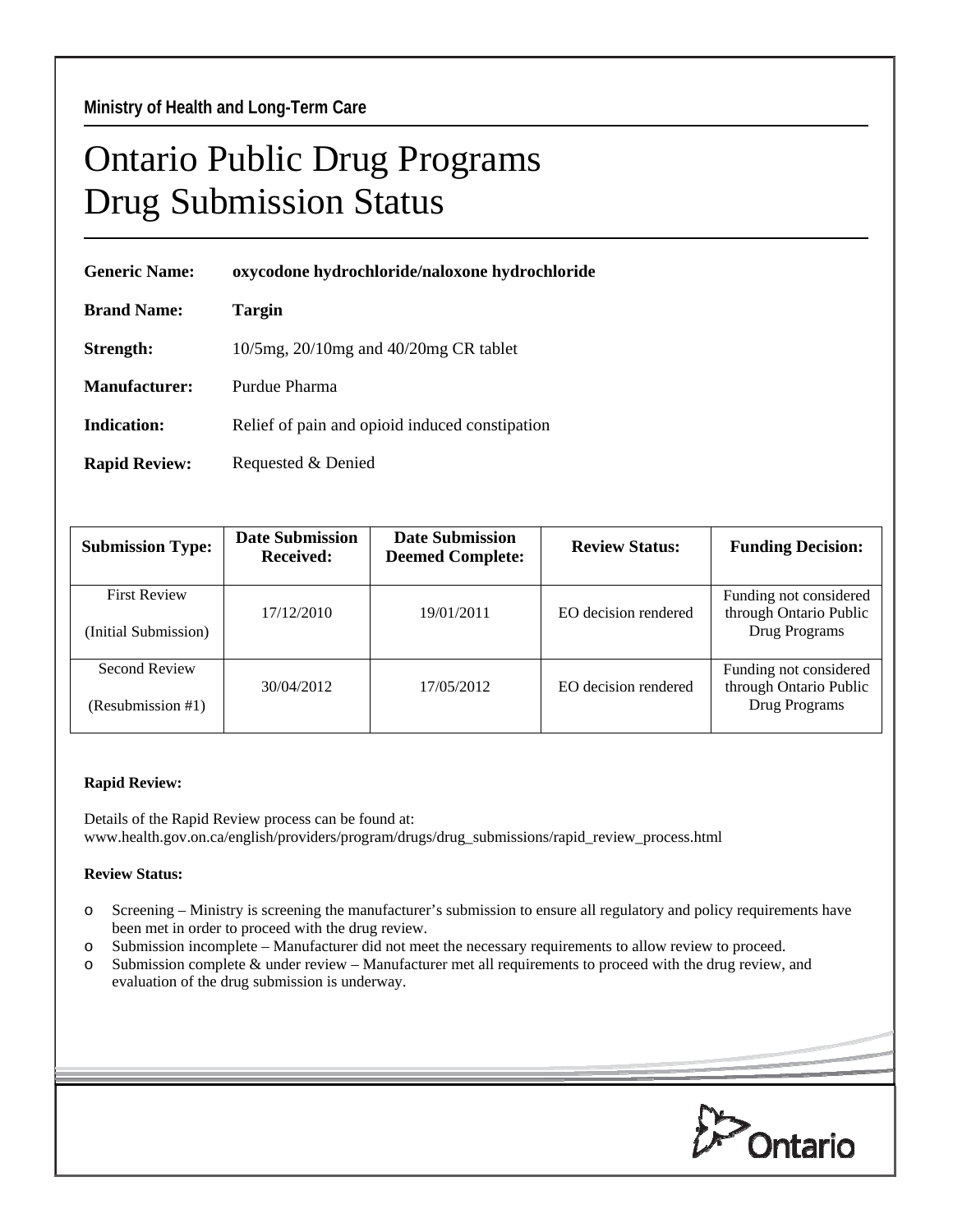**Ministry of Health and Long-Term Care**

# Ontario Public Drug Programs
# Drug Submission Status

**Generic Name:** **oxycodone hydrochloride/naloxone hydrochloride**

**Brand Name:** **Targin**

**Strength:** 10/5mg, 20/10mg and 40/20mg CR tablet

**Manufacturer:** Purdue Pharma

**Indication:** Relief of pain and opioid induced constipation

**Rapid Review:** Requested & Denied

| Submission Type: | Date Submission Received: | Date Submission Deemed Complete: | Review Status: | Funding Decision: |
|---|---|---|---|---|
| First Review (Initial Submission) | 17/12/2010 | 19/01/2011 | EO decision rendered | Funding not considered through Ontario Public Drug Programs |
| Second Review (Resubmission #1) | 30/04/2012 | 17/05/2012 | EO decision rendered | Funding not considered through Ontario Public Drug Programs |

**Rapid Review:**

Details of the Rapid Review process can be found at:
www.health.gov.on.ca/english/providers/program/drugs/drug_submissions/rapid_review_process.html

**Review Status:**

- Screening – Ministry is screening the manufacturer's submission to ensure all regulatory and policy requirements have been met in order to proceed with the drug review.
- Submission incomplete – Manufacturer did not meet the necessary requirements to allow review to proceed.
- Submission complete & under review – Manufacturer met all requirements to proceed with the drug review, and evaluation of the drug submission is underway.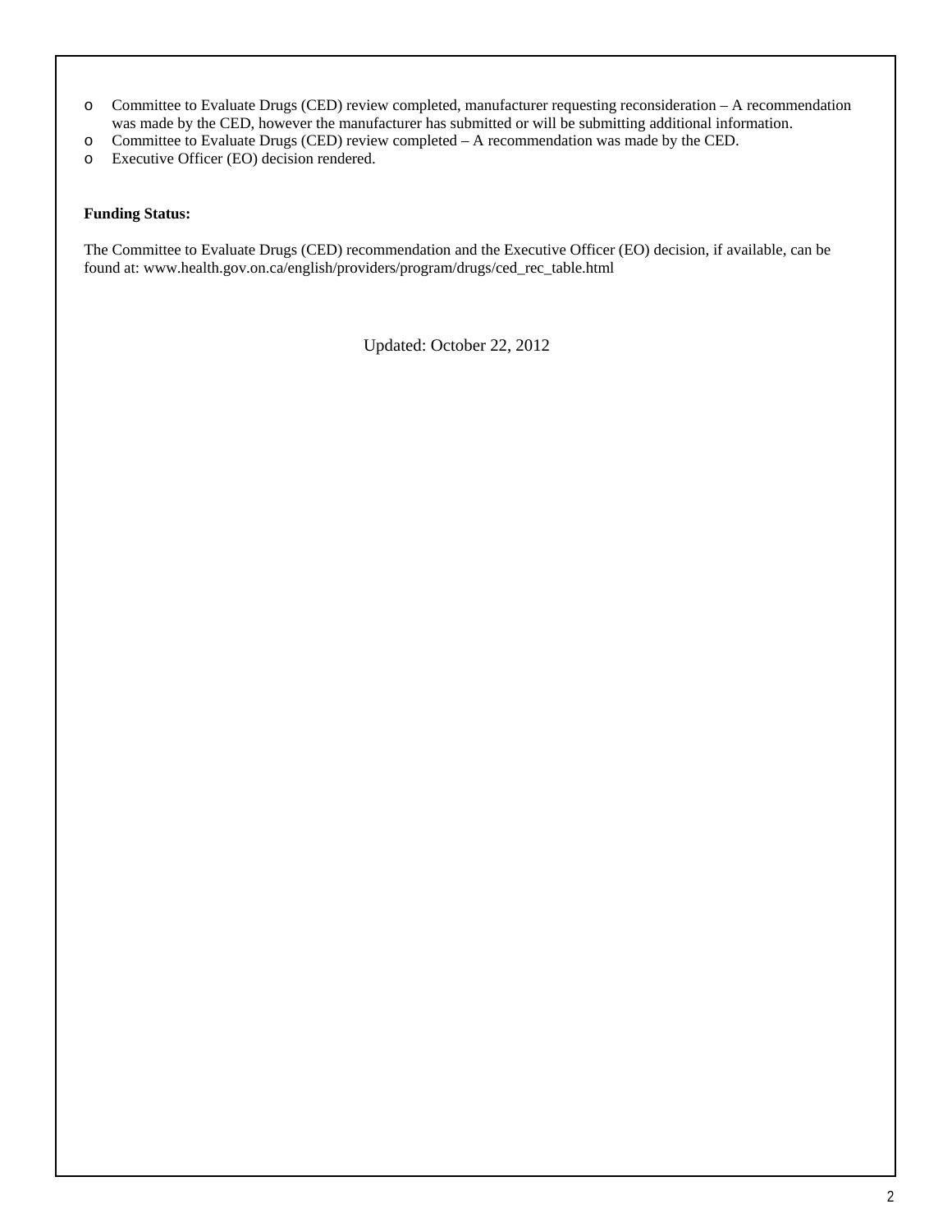- Committee to Evaluate Drugs (CED) review completed, manufacturer requesting reconsideration – A recommendation was made by the CED, however the manufacturer has submitted or will be submitting additional information.
- Committee to Evaluate Drugs (CED) review completed – A recommendation was made by the CED.
- Executive Officer (EO) decision rendered.

**Funding Status:**

The Committee to Evaluate Drugs (CED) recommendation and the Executive Officer (EO) decision, if available, can be found at: www.health.gov.on.ca/english/providers/program/drugs/ced_rec_table.html

Updated: October 22, 2012